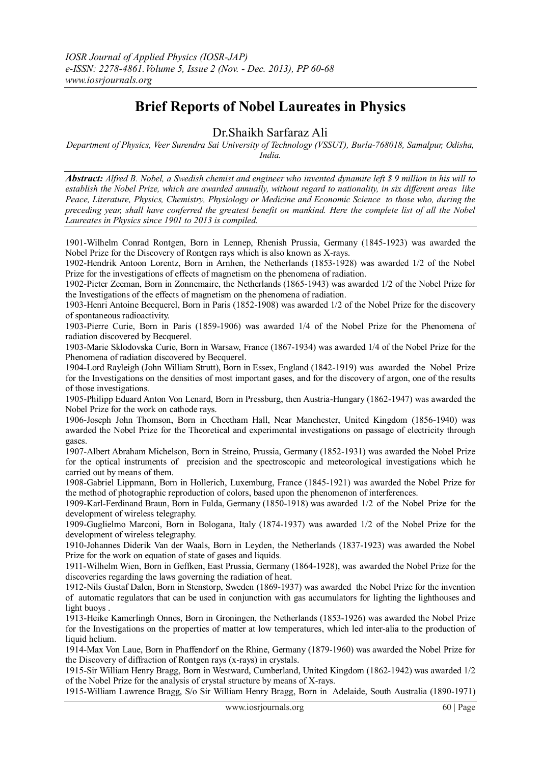# Brief Reports of Nobel Laureates in Physics

Dr.Shaikh Sarfaraz Ali

*Department of Physics, Veer Surendra Sai University of Technology (VSSUT), Burla-768018, Samalpur, Odisha, India.*

***Abstract:*** *Alfred B. Nobel, a Swedish chemist and engineer who invented dynamite left $ 9 million in his will to establish the Nobel Prize, which are awarded annually, without regard to nationality, in six different areas like Peace, Literature, Physics, Chemistry, Physiology or Medicine and Economic Science to those who, during the preceding year, shall have conferred the greatest benefit on mankind. Here the complete list of all the Nobel Laureates in Physics since 1901 to 2013 is compiled.*

1901-Wilhelm Conrad Rontgen, Born in Lennep, Rhenish Prussia, Germany (1845-1923) was awarded the Nobel Prize for the Discovery of Rontgen rays which is also known as X-rays.

1902-Hendrik Antoon Lorentz, Born in Arnhen, the Netherlands (1853-1928) was awarded 1/2 of the Nobel Prize for the investigations of effects of magnetism on the phenomena of radiation.

1902-Pieter Zeeman, Born in Zonnemaire, the Netherlands (1865-1943) was awarded 1/2 of the Nobel Prize for the Investigations of the effects of magnetism on the phenomena of radiation.

1903-Henri Antoine Becquerel, Born in Paris (1852-1908) was awarded 1/2 of the Nobel Prize for the discovery of spontaneous radioactivity.

1903-Pierre Curie, Born in Paris (1859-1906) was awarded 1/4 of the Nobel Prize for the Phenomena of radiation discovered by Becquerel.

1903-Marie Sklodovska Curie, Born in Warsaw, France (1867-1934) was awarded 1/4 of the Nobel Prize for the Phenomena of radiation discovered by Becquerel.

1904-Lord Rayleigh (John William Strutt), Born in Essex, England (1842-1919) was awarded the Nobel Prize for the Investigations on the densities of most important gases, and for the discovery of argon, one of the results of those investigations.

1905-Philipp Eduard Anton Von Lenard, Born in Pressburg, then Austria-Hungary (1862-1947) was awarded the Nobel Prize for the work on cathode rays.

1906-Joseph John Thomson, Born in Cheetham Hall, Near Manchester, United Kingdom (1856-1940) was awarded the Nobel Prize for the Theoretical and experimental investigations on passage of electricity through gases.

1907-Albert Abraham Michelson, Born in Streino, Prussia, Germany (1852-1931) was awarded the Nobel Prize for the optical instruments of precision and the spectroscopic and meteorological investigations which he carried out by means of them.

1908-Gabriel Lippmann, Born in Hollerich, Luxemburg, France (1845-1921) was awarded the Nobel Prize for the method of photographic reproduction of colors, based upon the phenomenon of interferences.

1909-Karl-Ferdinand Braun, Born in Fulda, Germany (1850-1918) was awarded 1/2 of the Nobel Prize for the development of wireless telegraphy.

1909-Guglielmo Marconi, Born in Bologana, Italy (1874-1937) was awarded 1/2 of the Nobel Prize for the development of wireless telegraphy.

1910-Johannes Diderik Van der Waals, Born in Leyden, the Netherlands (1837-1923) was awarded the Nobel Prize for the work on equation of state of gases and liquids.

1911-Wilhelm Wien, Born in Geffken, East Prussia, Germany (1864-1928), was awarded the Nobel Prize for the discoveries regarding the laws governing the radiation of heat.

1912-Nils Gustaf Dalen, Born in Stenstorp, Sweden (1869-1937) was awarded the Nobel Prize for the invention of automatic regulators that can be used in conjunction with gas accumulators for lighting the lighthouses and light buoys .

1913-Heike Kamerlingh Onnes, Born in Groningen, the Netherlands (1853-1926) was awarded the Nobel Prize for the Investigations on the properties of matter at low temperatures, which led inter-alia to the production of liquid helium.

1914-Max Von Laue, Born in Phaffendorf on the Rhine, Germany (1879-1960) was awarded the Nobel Prize for the Discovery of diffraction of Rontgen rays (x-rays) in crystals.

1915-Sir William Henry Bragg, Born in Westward, Cumberland, United Kingdom (1862-1942) was awarded 1/2 of the Nobel Prize for the analysis of crystal structure by means of X-rays.

1915-William Lawrence Bragg, S/o Sir William Henry Bragg, Born in Adelaide, South Australia (1890-1971)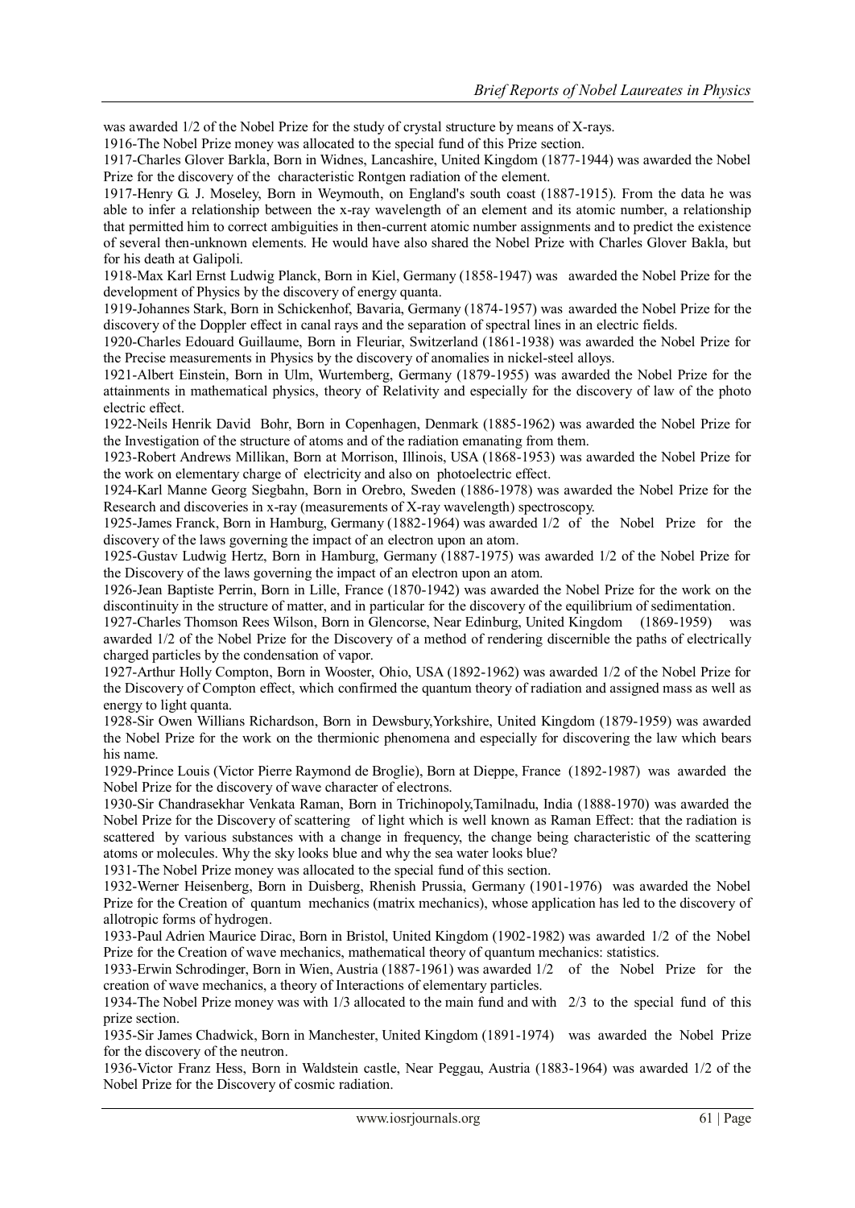was awarded 1/2 of the Nobel Prize for the study of crystal structure by means of X-rays.

1916-The Nobel Prize money was allocated to the special fund of this Prize section.

1917-Charles Glover Barkla, Born in Widnes, Lancashire, United Kingdom (1877-1944) was awarded the Nobel Prize for the discovery of the characteristic Rontgen radiation of the element.

1917-Henry G. J. Moseley, Born in Weymouth, on England's south coast (1887-1915). From the data he was able to infer a relationship between the x-ray wavelength of an element and its atomic number, a relationship that permitted him to correct ambiguities in then-current atomic number assignments and to predict the existence of several then-unknown elements. He would have also shared the Nobel Prize with Charles Glover Bakla, but for his death at Galipoli.

1918-Max Karl Ernst Ludwig Planck, Born in Kiel, Germany (1858-1947) was awarded the Nobel Prize for the development of Physics by the discovery of energy quanta.

1919-Johannes Stark, Born in Schickenhof, Bavaria, Germany (1874-1957) was awarded the Nobel Prize for the discovery of the Doppler effect in canal rays and the separation of spectral lines in an electric fields.

1920-Charles Edouard Guillaume, Born in Fleuriar, Switzerland (1861-1938) was awarded the Nobel Prize for the Precise measurements in Physics by the discovery of anomalies in nickel-steel alloys.

1921-Albert Einstein, Born in Ulm, Wurtemberg, Germany (1879-1955) was awarded the Nobel Prize for the attainments in mathematical physics, theory of Relativity and especially for the discovery of law of the photo electric effect.

1922-Neils Henrik David Bohr, Born in Copenhagen, Denmark (1885-1962) was awarded the Nobel Prize for the Investigation of the structure of atoms and of the radiation emanating from them.

1923-Robert Andrews Millikan, Born at Morrison, Illinois, USA (1868-1953) was awarded the Nobel Prize for the work on elementary charge of electricity and also on photoelectric effect.

1924-Karl Manne Georg Siegbahn, Born in Orebro, Sweden (1886-1978) was awarded the Nobel Prize for the Research and discoveries in x-ray (measurements of X-ray wavelength) spectroscopy.

1925-James Franck, Born in Hamburg, Germany (1882-1964) was awarded 1/2 of the Nobel Prize for the discovery of the laws governing the impact of an electron upon an atom.

1925-Gustav Ludwig Hertz, Born in Hamburg, Germany (1887-1975) was awarded 1/2 of the Nobel Prize for the Discovery of the laws governing the impact of an electron upon an atom.

1926-Jean Baptiste Perrin, Born in Lille, France (1870-1942) was awarded the Nobel Prize for the work on the discontinuity in the structure of matter, and in particular for the discovery of the equilibrium of sedimentation.

1927-Charles Thomson Rees Wilson, Born in Glencorse, Near Edinburg, United Kingdom (1869-1959) was awarded 1/2 of the Nobel Prize for the Discovery of a method of rendering discernible the paths of electrically charged particles by the condensation of vapor.

1927-Arthur Holly Compton, Born in Wooster, Ohio, USA (1892-1962) was awarded 1/2 of the Nobel Prize for the Discovery of Compton effect, which confirmed the quantum theory of radiation and assigned mass as well as energy to light quanta.

1928-Sir Owen Willians Richardson, Born in Dewsbury,Yorkshire, United Kingdom (1879-1959) was awarded the Nobel Prize for the work on the thermionic phenomena and especially for discovering the law which bears his name.

1929-Prince Louis (Victor Pierre Raymond de Broglie), Born at Dieppe, France (1892-1987) was awarded the Nobel Prize for the discovery of wave character of electrons.

1930-Sir Chandrasekhar Venkata Raman, Born in Trichinopoly,Tamilnadu, India (1888-1970) was awarded the Nobel Prize for the Discovery of scattering of light which is well known as Raman Effect: that the radiation is scattered by various substances with a change in frequency, the change being characteristic of the scattering atoms or molecules. Why the sky looks blue and why the sea water looks blue?

1931-The Nobel Prize money was allocated to the special fund of this section.

1932-Werner Heisenberg, Born in Duisberg, Rhenish Prussia, Germany (1901-1976) was awarded the Nobel Prize for the Creation of quantum mechanics (matrix mechanics), whose application has led to the discovery of allotropic forms of hydrogen.

1933-Paul Adrien Maurice Dirac, Born in Bristol, United Kingdom (1902-1982) was awarded 1/2 of the Nobel Prize for the Creation of wave mechanics, mathematical theory of quantum mechanics: statistics.

1933-Erwin Schrodinger, Born in Wien, Austria (1887-1961) was awarded 1/2 of the Nobel Prize for the creation of wave mechanics, a theory of Interactions of elementary particles.

1934-The Nobel Prize money was with 1/3 allocated to the main fund and with 2/3 to the special fund of this prize section.

1935-Sir James Chadwick, Born in Manchester, United Kingdom (1891-1974) was awarded the Nobel Prize for the discovery of the neutron.

1936-Victor Franz Hess, Born in Waldstein castle, Near Peggau, Austria (1883-1964) was awarded 1/2 of the Nobel Prize for the Discovery of cosmic radiation.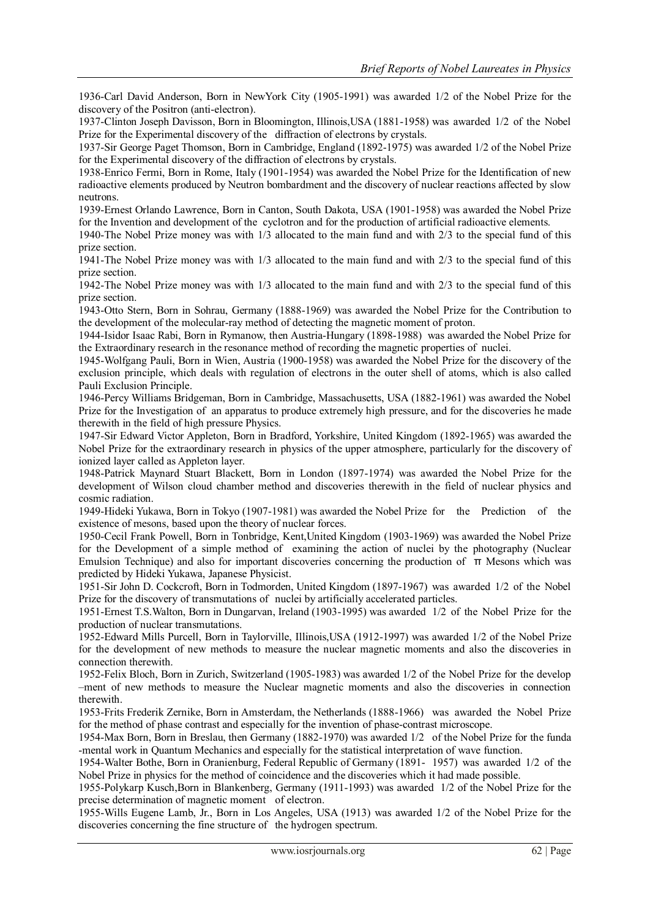1936-Carl David Anderson, Born in NewYork City (1905-1991) was awarded 1/2 of the Nobel Prize for the discovery of the Positron (anti-electron).

1937-Clinton Joseph Davisson, Born in Bloomington, Illinois,USA (1881-1958) was awarded 1/2 of the Nobel Prize for the Experimental discovery of the diffraction of electrons by crystals.

1937-Sir George Paget Thomson, Born in Cambridge, England (1892-1975) was awarded 1/2 of the Nobel Prize for the Experimental discovery of the diffraction of electrons by crystals.

1938-Enrico Fermi, Born in Rome, Italy (1901-1954) was awarded the Nobel Prize for the Identification of new radioactive elements produced by Neutron bombardment and the discovery of nuclear reactions affected by slow neutrons.

1939-Ernest Orlando Lawrence, Born in Canton, South Dakota, USA (1901-1958) was awarded the Nobel Prize for the Invention and development of the cyclotron and for the production of artificial radioactive elements.

1940-The Nobel Prize money was with 1/3 allocated to the main fund and with 2/3 to the special fund of this prize section.

1941-The Nobel Prize money was with 1/3 allocated to the main fund and with 2/3 to the special fund of this prize section.

1942-The Nobel Prize money was with 1/3 allocated to the main fund and with 2/3 to the special fund of this prize section.

1943-Otto Stern, Born in Sohrau, Germany (1888-1969) was awarded the Nobel Prize for the Contribution to the development of the molecular-ray method of detecting the magnetic moment of proton.

1944-Isidor Isaac Rabi, Born in Rymanow, then Austria-Hungary (1898-1988) was awarded the Nobel Prize for the Extraordinary research in the resonance method of recording the magnetic properties of nuclei.

1945-Wolfgang Pauli, Born in Wien, Austria (1900-1958) was awarded the Nobel Prize for the discovery of the exclusion principle, which deals with regulation of electrons in the outer shell of atoms, which is also called Pauli Exclusion Principle.

1946-Percy Williams Bridgeman, Born in Cambridge, Massachusetts, USA (1882-1961) was awarded the Nobel Prize for the Investigation of an apparatus to produce extremely high pressure, and for the discoveries he made therewith in the field of high pressure Physics.

1947-Sir Edward Victor Appleton, Born in Bradford, Yorkshire, United Kingdom (1892-1965) was awarded the Nobel Prize for the extraordinary research in physics of the upper atmosphere, particularly for the discovery of ionized layer called as Appleton layer.

1948-Patrick Maynard Stuart Blackett, Born in London (1897-1974) was awarded the Nobel Prize for the development of Wilson cloud chamber method and discoveries therewith in the field of nuclear physics and cosmic radiation.

1949-Hideki Yukawa, Born in Tokyo (1907-1981) was awarded the Nobel Prize for the Prediction of the existence of mesons, based upon the theory of nuclear forces.

1950-Cecil Frank Powell, Born in Tonbridge, Kent,United Kingdom (1903-1969) was awarded the Nobel Prize for the Development of a simple method of examining the action of nuclei by the photography (Nuclear Emulsion Technique) and also for important discoveries concerning the production of $\pi$ Mesons which was predicted by Hideki Yukawa, Japanese Physicist.

1951-Sir John D. Cockcroft, Born in Todmorden, United Kingdom (1897-1967) was awarded 1/2 of the Nobel Prize for the discovery of transmutations of nuclei by artificially accelerated particles.

1951-Ernest T.S.Walton, Born in Dungarvan, Ireland (1903-1995) was awarded 1/2 of the Nobel Prize for the production of nuclear transmutations.

1952-Edward Mills Purcell, Born in Taylorville, Illinois,USA (1912-1997) was awarded 1/2 of the Nobel Prize for the development of new methods to measure the nuclear magnetic moments and also the discoveries in connection therewith.

1952-Felix Bloch, Born in Zurich, Switzerland (1905-1983) was awarded 1/2 of the Nobel Prize for the develop –ment of new methods to measure the Nuclear magnetic moments and also the discoveries in connection therewith.

1953-Frits Frederik Zernike, Born in Amsterdam, the Netherlands (1888-1966) was awarded the Nobel Prize for the method of phase contrast and especially for the invention of phase-contrast microscope.

1954-Max Born, Born in Breslau, then Germany (1882-1970) was awarded 1/2 of the Nobel Prize for the funda -mental work in Quantum Mechanics and especially for the statistical interpretation of wave function.

1954-Walter Bothe, Born in Oranienburg, Federal Republic of Germany (1891- 1957) was awarded 1/2 of the Nobel Prize in physics for the method of coincidence and the discoveries which it had made possible.

1955-Polykarp Kusch,Born in Blankenberg, Germany (1911-1993) was awarded 1/2 of the Nobel Prize for the precise determination of magnetic moment of electron.

1955-Wills Eugene Lamb, Jr., Born in Los Angeles, USA (1913) was awarded 1/2 of the Nobel Prize for the discoveries concerning the fine structure of the hydrogen spectrum.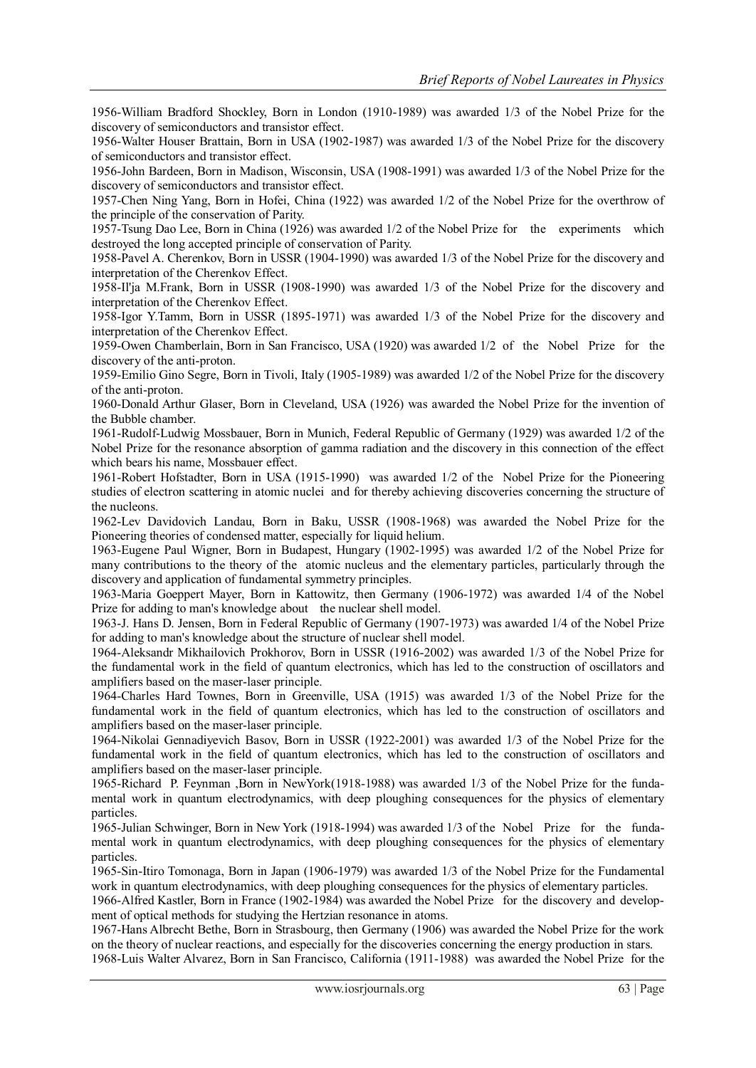1956-William Bradford Shockley, Born in London (1910-1989) was awarded 1/3 of the Nobel Prize for the discovery of semiconductors and transistor effect.

1956-Walter Houser Brattain, Born in USA (1902-1987) was awarded 1/3 of the Nobel Prize for the discovery of semiconductors and transistor effect.

1956-John Bardeen, Born in Madison, Wisconsin, USA (1908-1991) was awarded 1/3 of the Nobel Prize for the discovery of semiconductors and transistor effect.

1957-Chen Ning Yang, Born in Hofei, China (1922) was awarded 1/2 of the Nobel Prize for the overthrow of the principle of the conservation of Parity.

1957-Tsung Dao Lee, Born in China (1926) was awarded 1/2 of the Nobel Prize for the experiments which destroyed the long accepted principle of conservation of Parity.

1958-Pavel A. Cherenkov, Born in USSR (1904-1990) was awarded 1/3 of the Nobel Prize for the discovery and interpretation of the Cherenkov Effect.

1958-Il'ja M.Frank, Born in USSR (1908-1990) was awarded 1/3 of the Nobel Prize for the discovery and interpretation of the Cherenkov Effect.

1958-Igor Y.Tamm, Born in USSR (1895-1971) was awarded 1/3 of the Nobel Prize for the discovery and interpretation of the Cherenkov Effect.

1959-Owen Chamberlain, Born in San Francisco, USA (1920) was awarded 1/2 of the Nobel Prize for the discovery of the anti-proton.

1959-Emilio Gino Segre, Born in Tivoli, Italy (1905-1989) was awarded 1/2 of the Nobel Prize for the discovery of the anti-proton.

1960-Donald Arthur Glaser, Born in Cleveland, USA (1926) was awarded the Nobel Prize for the invention of the Bubble chamber.

1961-Rudolf-Ludwig Mossbauer, Born in Munich, Federal Republic of Germany (1929) was awarded 1/2 of the Nobel Prize for the resonance absorption of gamma radiation and the discovery in this connection of the effect which bears his name, Mossbauer effect.

1961-Robert Hofstadter, Born in USA (1915-1990) was awarded 1/2 of the Nobel Prize for the Pioneering studies of electron scattering in atomic nuclei and for thereby achieving discoveries concerning the structure of the nucleons.

1962-Lev Davidovich Landau, Born in Baku, USSR (1908-1968) was awarded the Nobel Prize for the Pioneering theories of condensed matter, especially for liquid helium.

1963-Eugene Paul Wigner, Born in Budapest, Hungary (1902-1995) was awarded 1/2 of the Nobel Prize for many contributions to the theory of the atomic nucleus and the elementary particles, particularly through the discovery and application of fundamental symmetry principles.

1963-Maria Goeppert Mayer, Born in Kattowitz, then Germany (1906-1972) was awarded 1/4 of the Nobel Prize for adding to man's knowledge about the nuclear shell model.

1963-J. Hans D. Jensen, Born in Federal Republic of Germany (1907-1973) was awarded 1/4 of the Nobel Prize for adding to man's knowledge about the structure of nuclear shell model.

1964-Aleksandr Mikhailovich Prokhorov, Born in USSR (1916-2002) was awarded 1/3 of the Nobel Prize for the fundamental work in the field of quantum electronics, which has led to the construction of oscillators and amplifiers based on the maser-laser principle.

1964-Charles Hard Townes, Born in Greenville, USA (1915) was awarded 1/3 of the Nobel Prize for the fundamental work in the field of quantum electronics, which has led to the construction of oscillators and amplifiers based on the maser-laser principle.

1964-Nikolai Gennadiyevich Basov, Born in USSR (1922-2001) was awarded 1/3 of the Nobel Prize for the fundamental work in the field of quantum electronics, which has led to the construction of oscillators and amplifiers based on the maser-laser principle.

1965-Richard P. Feynman ,Born in NewYork(1918-1988) was awarded 1/3 of the Nobel Prize for the fundamental work in quantum electrodynamics, with deep ploughing consequences for the physics of elementary particles.

1965-Julian Schwinger, Born in New York (1918-1994) was awarded 1/3 of the Nobel Prize for the fundamental work in quantum electrodynamics, with deep ploughing consequences for the physics of elementary particles.

1965-Sin-Itiro Tomonaga, Born in Japan (1906-1979) was awarded 1/3 of the Nobel Prize for the Fundamental work in quantum electrodynamics, with deep ploughing consequences for the physics of elementary particles.

1966-Alfred Kastler, Born in France (1902-1984) was awarded the Nobel Prize for the discovery and development of optical methods for studying the Hertzian resonance in atoms.

1967-Hans Albrecht Bethe, Born in Strasbourg, then Germany (1906) was awarded the Nobel Prize for the work on the theory of nuclear reactions, and especially for the discoveries concerning the energy production in stars.

1968-Luis Walter Alvarez, Born in San Francisco, California (1911-1988) was awarded the Nobel Prize for the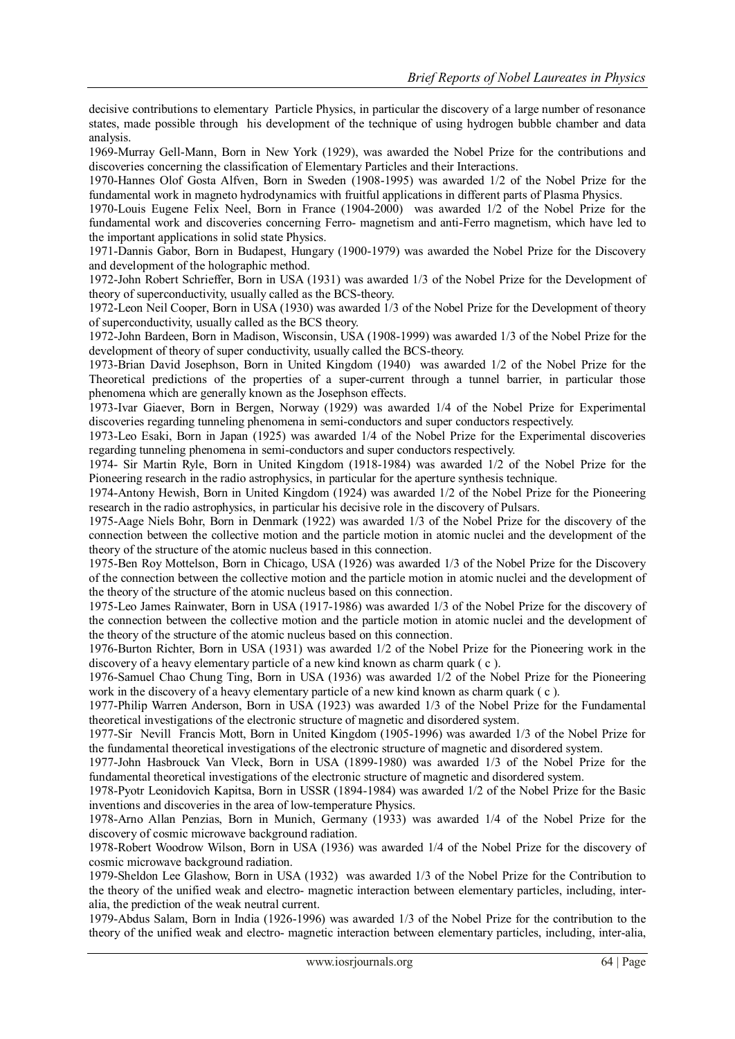decisive contributions to elementary Particle Physics, in particular the discovery of a large number of resonance states, made possible through his development of the technique of using hydrogen bubble chamber and data analysis.

1969-Murray Gell-Mann, Born in New York (1929), was awarded the Nobel Prize for the contributions and discoveries concerning the classification of Elementary Particles and their Interactions.

1970-Hannes Olof Gosta Alfven, Born in Sweden (1908-1995) was awarded 1/2 of the Nobel Prize for the fundamental work in magneto hydrodynamics with fruitful applications in different parts of Plasma Physics.

1970-Louis Eugene Felix Neel, Born in France (1904-2000) was awarded 1/2 of the Nobel Prize for the fundamental work and discoveries concerning Ferro- magnetism and anti-Ferro magnetism, which have led to the important applications in solid state Physics.

1971-Dannis Gabor, Born in Budapest, Hungary (1900-1979) was awarded the Nobel Prize for the Discovery and development of the holographic method.

1972-John Robert Schrieffer, Born in USA (1931) was awarded 1/3 of the Nobel Prize for the Development of theory of superconductivity, usually called as the BCS-theory.

1972-Leon Neil Cooper, Born in USA (1930) was awarded 1/3 of the Nobel Prize for the Development of theory of superconductivity, usually called as the BCS theory.

1972-John Bardeen, Born in Madison, Wisconsin, USA (1908-1999) was awarded 1/3 of the Nobel Prize for the development of theory of super conductivity, usually called the BCS-theory.

1973-Brian David Josephson, Born in United Kingdom (1940) was awarded 1/2 of the Nobel Prize for the Theoretical predictions of the properties of a super-current through a tunnel barrier, in particular those phenomena which are generally known as the Josephson effects.

1973-Ivar Giaever, Born in Bergen, Norway (1929) was awarded 1/4 of the Nobel Prize for Experimental discoveries regarding tunneling phenomena in semi-conductors and super conductors respectively.

1973-Leo Esaki, Born in Japan (1925) was awarded 1/4 of the Nobel Prize for the Experimental discoveries regarding tunneling phenomena in semi-conductors and super conductors respectively.

1974- Sir Martin Ryle, Born in United Kingdom (1918-1984) was awarded 1/2 of the Nobel Prize for the Pioneering research in the radio astrophysics, in particular for the aperture synthesis technique.

1974-Antony Hewish, Born in United Kingdom (1924) was awarded 1/2 of the Nobel Prize for the Pioneering research in the radio astrophysics, in particular his decisive role in the discovery of Pulsars.

1975-Aage Niels Bohr, Born in Denmark (1922) was awarded 1/3 of the Nobel Prize for the discovery of the connection between the collective motion and the particle motion in atomic nuclei and the development of the theory of the structure of the atomic nucleus based in this connection.

1975-Ben Roy Mottelson, Born in Chicago, USA (1926) was awarded 1/3 of the Nobel Prize for the Discovery of the connection between the collective motion and the particle motion in atomic nuclei and the development of the theory of the structure of the atomic nucleus based on this connection.

1975-Leo James Rainwater, Born in USA (1917-1986) was awarded 1/3 of the Nobel Prize for the discovery of the connection between the collective motion and the particle motion in atomic nuclei and the development of the theory of the structure of the atomic nucleus based on this connection.

1976-Burton Richter, Born in USA (1931) was awarded 1/2 of the Nobel Prize for the Pioneering work in the discovery of a heavy elementary particle of a new kind known as charm quark ( c ).

1976-Samuel Chao Chung Ting, Born in USA (1936) was awarded 1/2 of the Nobel Prize for the Pioneering work in the discovery of a heavy elementary particle of a new kind known as charm quark ( c ).

1977-Philip Warren Anderson, Born in USA (1923) was awarded 1/3 of the Nobel Prize for the Fundamental theoretical investigations of the electronic structure of magnetic and disordered system.

1977-Sir Nevill Francis Mott, Born in United Kingdom (1905-1996) was awarded 1/3 of the Nobel Prize for the fundamental theoretical investigations of the electronic structure of magnetic and disordered system.

1977-John Hasbrouck Van Vleck, Born in USA (1899-1980) was awarded 1/3 of the Nobel Prize for the fundamental theoretical investigations of the electronic structure of magnetic and disordered system.

1978-Pyotr Leonidovich Kapitsa, Born in USSR (1894-1984) was awarded 1/2 of the Nobel Prize for the Basic inventions and discoveries in the area of low-temperature Physics.

1978-Arno Allan Penzias, Born in Munich, Germany (1933) was awarded 1/4 of the Nobel Prize for the discovery of cosmic microwave background radiation.

1978-Robert Woodrow Wilson, Born in USA (1936) was awarded 1/4 of the Nobel Prize for the discovery of cosmic microwave background radiation.

1979-Sheldon Lee Glashow, Born in USA (1932) was awarded 1/3 of the Nobel Prize for the Contribution to the theory of the unified weak and electro- magnetic interaction between elementary particles, including, inter-alia, the prediction of the weak neutral current.

1979-Abdus Salam, Born in India (1926-1996) was awarded 1/3 of the Nobel Prize for the contribution to the theory of the unified weak and electro- magnetic interaction between elementary particles, including, inter-alia,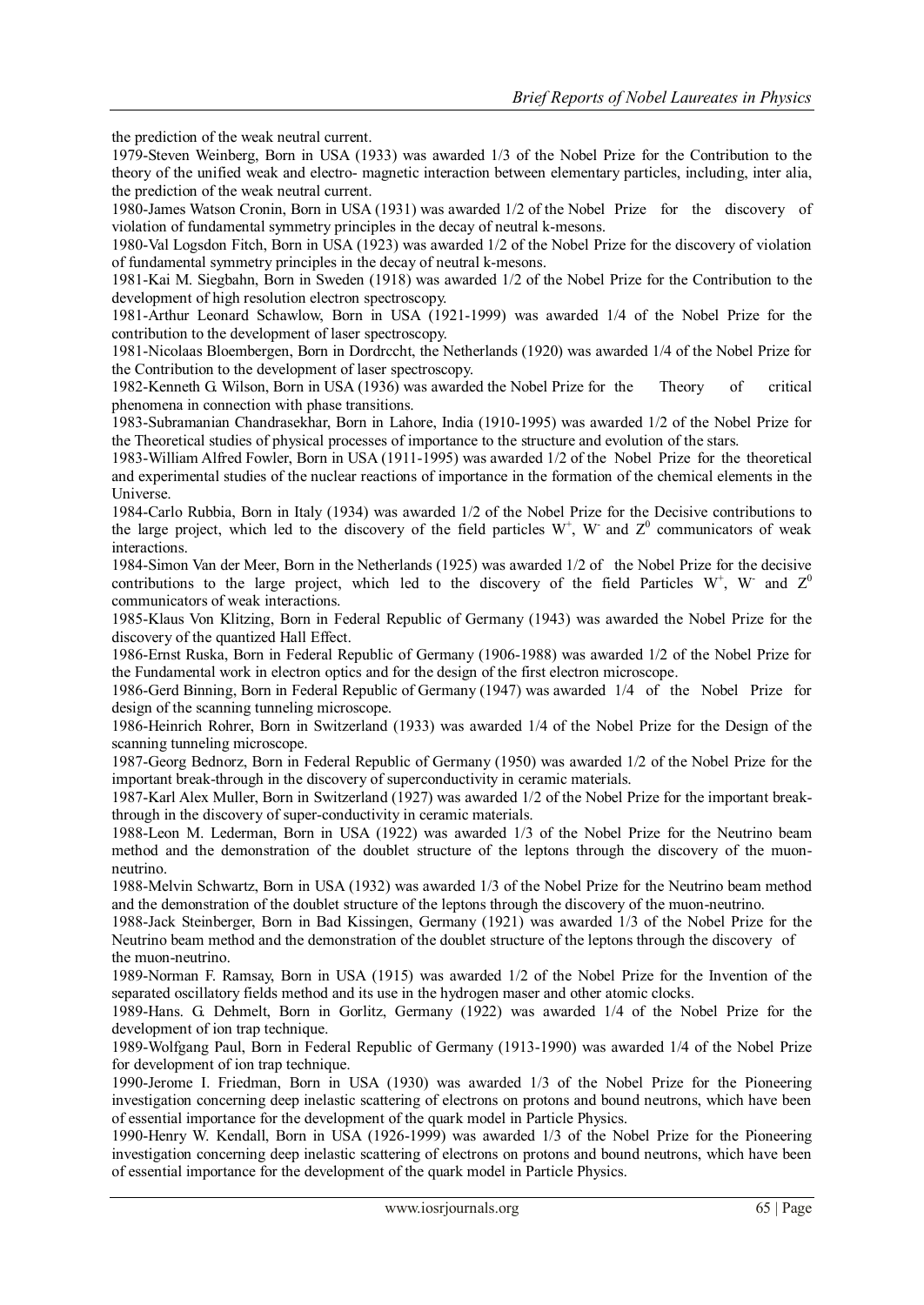the prediction of the weak neutral current.

1979-Steven Weinberg, Born in USA (1933) was awarded 1/3 of the Nobel Prize for the Contribution to the theory of the unified weak and electro- magnetic interaction between elementary particles, including, inter alia, the prediction of the weak neutral current.

1980-James Watson Cronin, Born in USA (1931) was awarded 1/2 of the Nobel Prize for the discovery of violation of fundamental symmetry principles in the decay of neutral k-mesons.

1980-Val Logsdon Fitch, Born in USA (1923) was awarded 1/2 of the Nobel Prize for the discovery of violation of fundamental symmetry principles in the decay of neutral k-mesons.

1981-Kai M. Siegbahn, Born in Sweden (1918) was awarded 1/2 of the Nobel Prize for the Contribution to the development of high resolution electron spectroscopy.

1981-Arthur Leonard Schawlow, Born in USA (1921-1999) was awarded 1/4 of the Nobel Prize for the contribution to the development of laser spectroscopy.

1981-Nicolaas Bloembergen, Born in Dordrccht, the Netherlands (1920) was awarded 1/4 of the Nobel Prize for the Contribution to the development of laser spectroscopy.

1982-Kenneth G. Wilson, Born in USA (1936) was awarded the Nobel Prize for the Theory of critical phenomena in connection with phase transitions.

1983-Subramanian Chandrasekhar, Born in Lahore, India (1910-1995) was awarded 1/2 of the Nobel Prize for the Theoretical studies of physical processes of importance to the structure and evolution of the stars.

1983-William Alfred Fowler, Born in USA (1911-1995) was awarded 1/2 of the Nobel Prize for the theoretical and experimental studies of the nuclear reactions of importance in the formation of the chemical elements in the Universe.

1984-Carlo Rubbia, Born in Italy (1934) was awarded 1/2 of the Nobel Prize for the Decisive contributions to the large project, which led to the discovery of the field particles $W^+$, $W^-$ and $Z^0$ communicators of weak interactions.

1984-Simon Van der Meer, Born in the Netherlands (1925) was awarded 1/2 of the Nobel Prize for the decisive contributions to the large project, which led to the discovery of the field Particles $W^+$, $W^-$ and $Z^0$ communicators of weak interactions.

1985-Klaus Von Klitzing, Born in Federal Republic of Germany (1943) was awarded the Nobel Prize for the discovery of the quantized Hall Effect.

1986-Ernst Ruska, Born in Federal Republic of Germany (1906-1988) was awarded 1/2 of the Nobel Prize for the Fundamental work in electron optics and for the design of the first electron microscope.

1986-Gerd Binning, Born in Federal Republic of Germany (1947) was awarded 1/4 of the Nobel Prize for design of the scanning tunneling microscope.

1986-Heinrich Rohrer, Born in Switzerland (1933) was awarded 1/4 of the Nobel Prize for the Design of the scanning tunneling microscope.

1987-Georg Bednorz, Born in Federal Republic of Germany (1950) was awarded 1/2 of the Nobel Prize for the important break-through in the discovery of superconductivity in ceramic materials.

1987-Karl Alex Muller, Born in Switzerland (1927) was awarded 1/2 of the Nobel Prize for the important break-through in the discovery of super-conductivity in ceramic materials.

1988-Leon M. Lederman, Born in USA (1922) was awarded 1/3 of the Nobel Prize for the Neutrino beam method and the demonstration of the doublet structure of the leptons through the discovery of the muon-neutrino.

1988-Melvin Schwartz, Born in USA (1932) was awarded 1/3 of the Nobel Prize for the Neutrino beam method and the demonstration of the doublet structure of the leptons through the discovery of the muon-neutrino.

1988-Jack Steinberger, Born in Bad Kissingen, Germany (1921) was awarded 1/3 of the Nobel Prize for the Neutrino beam method and the demonstration of the doublet structure of the leptons through the discovery of the muon-neutrino.

1989-Norman F. Ramsay, Born in USA (1915) was awarded 1/2 of the Nobel Prize for the Invention of the separated oscillatory fields method and its use in the hydrogen maser and other atomic clocks.

1989-Hans. G. Dehmelt, Born in Gorlitz, Germany (1922) was awarded 1/4 of the Nobel Prize for the development of ion trap technique.

1989-Wolfgang Paul, Born in Federal Republic of Germany (1913-1990) was awarded 1/4 of the Nobel Prize for development of ion trap technique.

1990-Jerome I. Friedman, Born in USA (1930) was awarded 1/3 of the Nobel Prize for the Pioneering investigation concerning deep inelastic scattering of electrons on protons and bound neutrons, which have been of essential importance for the development of the quark model in Particle Physics.

1990-Henry W. Kendall, Born in USA (1926-1999) was awarded 1/3 of the Nobel Prize for the Pioneering investigation concerning deep inelastic scattering of electrons on protons and bound neutrons, which have been of essential importance for the development of the quark model in Particle Physics.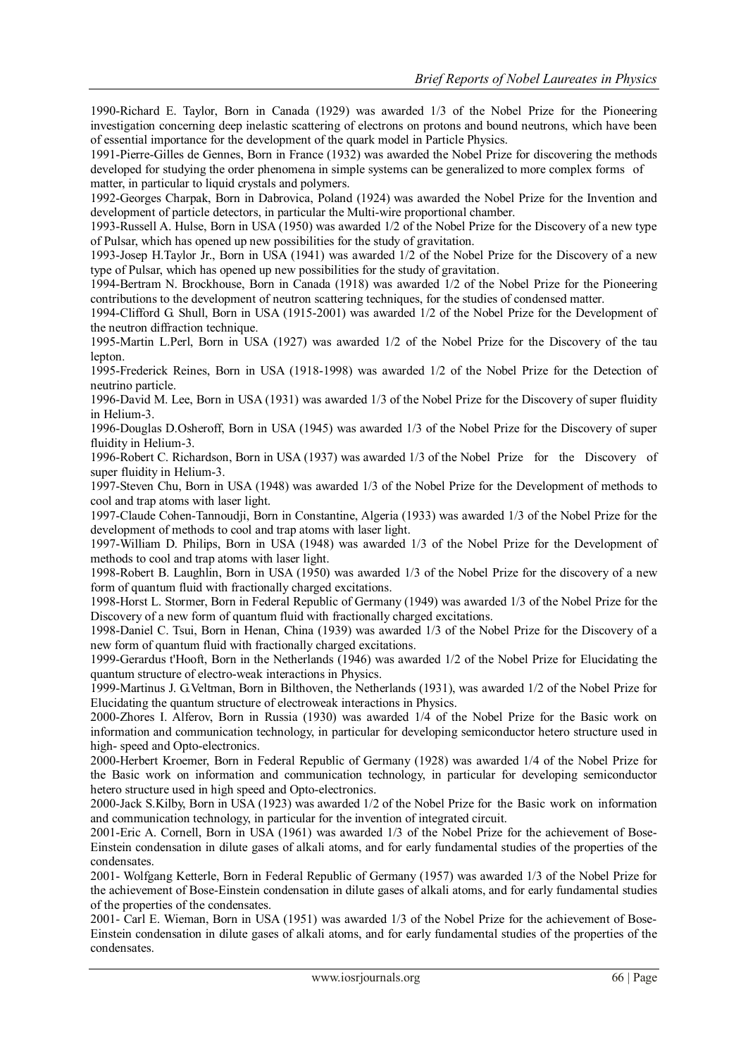1990-Richard E. Taylor, Born in Canada (1929) was awarded 1/3 of the Nobel Prize for the Pioneering investigation concerning deep inelastic scattering of electrons on protons and bound neutrons, which have been of essential importance for the development of the quark model in Particle Physics.

1991-Pierre-Gilles de Gennes, Born in France (1932) was awarded the Nobel Prize for discovering the methods developed for studying the order phenomena in simple systems can be generalized to more complex forms of matter, in particular to liquid crystals and polymers.

1992-Georges Charpak, Born in Dabrovica, Poland (1924) was awarded the Nobel Prize for the Invention and development of particle detectors, in particular the Multi-wire proportional chamber.

1993-Russell A. Hulse, Born in USA (1950) was awarded 1/2 of the Nobel Prize for the Discovery of a new type of Pulsar, which has opened up new possibilities for the study of gravitation.

1993-Josep H.Taylor Jr., Born in USA (1941) was awarded 1/2 of the Nobel Prize for the Discovery of a new type of Pulsar, which has opened up new possibilities for the study of gravitation.

1994-Bertram N. Brockhouse, Born in Canada (1918) was awarded 1/2 of the Nobel Prize for the Pioneering contributions to the development of neutron scattering techniques, for the studies of condensed matter.

1994-Clifford G. Shull, Born in USA (1915-2001) was awarded 1/2 of the Nobel Prize for the Development of the neutron diffraction technique.

1995-Martin L.Perl, Born in USA (1927) was awarded 1/2 of the Nobel Prize for the Discovery of the tau lepton.

1995-Frederick Reines, Born in USA (1918-1998) was awarded 1/2 of the Nobel Prize for the Detection of neutrino particle.

1996-David M. Lee, Born in USA (1931) was awarded 1/3 of the Nobel Prize for the Discovery of super fluidity in Helium-3.

1996-Douglas D.Osheroff, Born in USA (1945) was awarded 1/3 of the Nobel Prize for the Discovery of super fluidity in Helium-3.

1996-Robert C. Richardson, Born in USA (1937) was awarded 1/3 of the Nobel Prize for the Discovery of super fluidity in Helium-3.

1997-Steven Chu, Born in USA (1948) was awarded 1/3 of the Nobel Prize for the Development of methods to cool and trap atoms with laser light.

1997-Claude Cohen-Tannoudji, Born in Constantine, Algeria (1933) was awarded 1/3 of the Nobel Prize for the development of methods to cool and trap atoms with laser light.

1997-William D. Philips, Born in USA (1948) was awarded 1/3 of the Nobel Prize for the Development of methods to cool and trap atoms with laser light.

1998-Robert B. Laughlin, Born in USA (1950) was awarded 1/3 of the Nobel Prize for the discovery of a new form of quantum fluid with fractionally charged excitations.

1998-Horst L. Stormer, Born in Federal Republic of Germany (1949) was awarded 1/3 of the Nobel Prize for the Discovery of a new form of quantum fluid with fractionally charged excitations.

1998-Daniel C. Tsui, Born in Henan, China (1939) was awarded 1/3 of the Nobel Prize for the Discovery of a new form of quantum fluid with fractionally charged excitations.

1999-Gerardus t'Hooft, Born in the Netherlands (1946) was awarded 1/2 of the Nobel Prize for Elucidating the quantum structure of electro-weak interactions in Physics.

1999-Martinus J. G.Veltman, Born in Bilthoven, the Netherlands (1931), was awarded 1/2 of the Nobel Prize for Elucidating the quantum structure of electroweak interactions in Physics.

2000-Zhores I. Alferov, Born in Russia (1930) was awarded 1/4 of the Nobel Prize for the Basic work on information and communication technology, in particular for developing semiconductor hetero structure used in high- speed and Opto-electronics.

2000-Herbert Kroemer, Born in Federal Republic of Germany (1928) was awarded 1/4 of the Nobel Prize for the Basic work on information and communication technology, in particular for developing semiconductor hetero structure used in high speed and Opto-electronics.

2000-Jack S.Kilby, Born in USA (1923) was awarded 1/2 of the Nobel Prize for the Basic work on information and communication technology, in particular for the invention of integrated circuit.

2001-Eric A. Cornell, Born in USA (1961) was awarded 1/3 of the Nobel Prize for the achievement of Bose-Einstein condensation in dilute gases of alkali atoms, and for early fundamental studies of the properties of the condensates.

2001- Wolfgang Ketterle, Born in Federal Republic of Germany (1957) was awarded 1/3 of the Nobel Prize for the achievement of Bose-Einstein condensation in dilute gases of alkali atoms, and for early fundamental studies of the properties of the condensates.

2001- Carl E. Wieman, Born in USA (1951) was awarded 1/3 of the Nobel Prize for the achievement of Bose-Einstein condensation in dilute gases of alkali atoms, and for early fundamental studies of the properties of the condensates.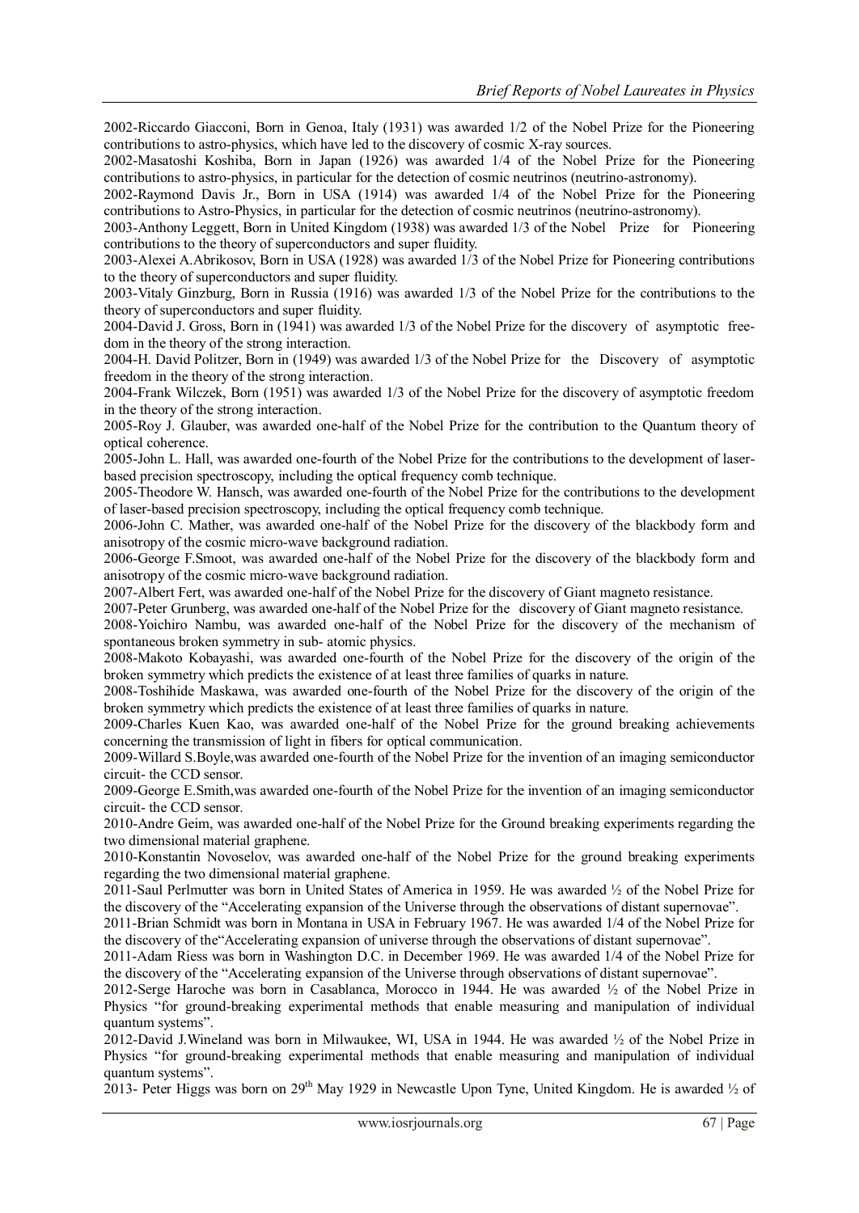2002-Riccardo Giacconi, Born in Genoa, Italy (1931) was awarded 1/2 of the Nobel Prize for the Pioneering contributions to astro-physics, which have led to the discovery of cosmic X-ray sources.

2002-Masatoshi Koshiba, Born in Japan (1926) was awarded 1/4 of the Nobel Prize for the Pioneering contributions to astro-physics, in particular for the detection of cosmic neutrinos (neutrino-astronomy).

2002-Raymond Davis Jr., Born in USA (1914) was awarded 1/4 of the Nobel Prize for the Pioneering contributions to Astro-Physics, in particular for the detection of cosmic neutrinos (neutrino-astronomy).

2003-Anthony Leggett, Born in United Kingdom (1938) was awarded 1/3 of the Nobel Prize for Pioneering contributions to the theory of superconductors and super fluidity.

2003-Alexei A.Abrikosov, Born in USA (1928) was awarded 1/3 of the Nobel Prize for Pioneering contributions to the theory of superconductors and super fluidity.

2003-Vitaly Ginzburg, Born in Russia (1916) was awarded 1/3 of the Nobel Prize for the contributions to the theory of superconductors and super fluidity.

2004-David J. Gross, Born in (1941) was awarded 1/3 of the Nobel Prize for the discovery of asymptotic free-dom in the theory of the strong interaction.

2004-H. David Politzer, Born in (1949) was awarded 1/3 of the Nobel Prize for the Discovery of asymptotic freedom in the theory of the strong interaction.

2004-Frank Wilczek, Born (1951) was awarded 1/3 of the Nobel Prize for the discovery of asymptotic freedom in the theory of the strong interaction.

2005-Roy J. Glauber, was awarded one-half of the Nobel Prize for the contribution to the Quantum theory of optical coherence.

2005-John L. Hall, was awarded one-fourth of the Nobel Prize for the contributions to the development of laser-based precision spectroscopy, including the optical frequency comb technique.

2005-Theodore W. Hansch, was awarded one-fourth of the Nobel Prize for the contributions to the development of laser-based precision spectroscopy, including the optical frequency comb technique.

2006-John C. Mather, was awarded one-half of the Nobel Prize for the discovery of the blackbody form and anisotropy of the cosmic micro-wave background radiation.

2006-George F.Smoot, was awarded one-half of the Nobel Prize for the discovery of the blackbody form and anisotropy of the cosmic micro-wave background radiation.

2007-Albert Fert, was awarded one-half of the Nobel Prize for the discovery of Giant magneto resistance.

2007-Peter Grunberg, was awarded one-half of the Nobel Prize for the discovery of Giant magneto resistance.

2008-Yoichiro Nambu, was awarded one-half of the Nobel Prize for the discovery of the mechanism of spontaneous broken symmetry in sub- atomic physics.

2008-Makoto Kobayashi, was awarded one-fourth of the Nobel Prize for the discovery of the origin of the broken symmetry which predicts the existence of at least three families of quarks in nature.

2008-Toshihide Maskawa, was awarded one-fourth of the Nobel Prize for the discovery of the origin of the broken symmetry which predicts the existence of at least three families of quarks in nature.

2009-Charles Kuen Kao, was awarded one-half of the Nobel Prize for the ground breaking achievements concerning the transmission of light in fibers for optical communication.

2009-Willard S.Boyle,was awarded one-fourth of the Nobel Prize for the invention of an imaging semiconductor circuit- the CCD sensor.

2009-George E.Smith,was awarded one-fourth of the Nobel Prize for the invention of an imaging semiconductor circuit- the CCD sensor.

2010-Andre Geim, was awarded one-half of the Nobel Prize for the Ground breaking experiments regarding the two dimensional material graphene.

2010-Konstantin Novoselov, was awarded one-half of the Nobel Prize for the ground breaking experiments regarding the two dimensional material graphene.

2011-Saul Perlmutter was born in United States of America in 1959. He was awarded ½ of the Nobel Prize for the discovery of the "Accelerating expansion of the Universe through the observations of distant supernovae".

2011-Brian Schmidt was born in Montana in USA in February 1967. He was awarded 1/4 of the Nobel Prize for the discovery of the"Accelerating expansion of universe through the observations of distant supernovae".

2011-Adam Riess was born in Washington D.C. in December 1969. He was awarded 1/4 of the Nobel Prize for the discovery of the "Accelerating expansion of the Universe through observations of distant supernovae".

2012-Serge Haroche was born in Casablanca, Morocco in 1944. He was awarded ½ of the Nobel Prize in Physics "for ground-breaking experimental methods that enable measuring and manipulation of individual quantum systems".

2012-David J.Wineland was born in Milwaukee, WI, USA in 1944. He was awarded ½ of the Nobel Prize in Physics "for ground-breaking experimental methods that enable measuring and manipulation of individual quantum systems".

2013- Peter Higgs was born on 29th May 1929 in Newcastle Upon Tyne, United Kingdom. He is awarded ½ of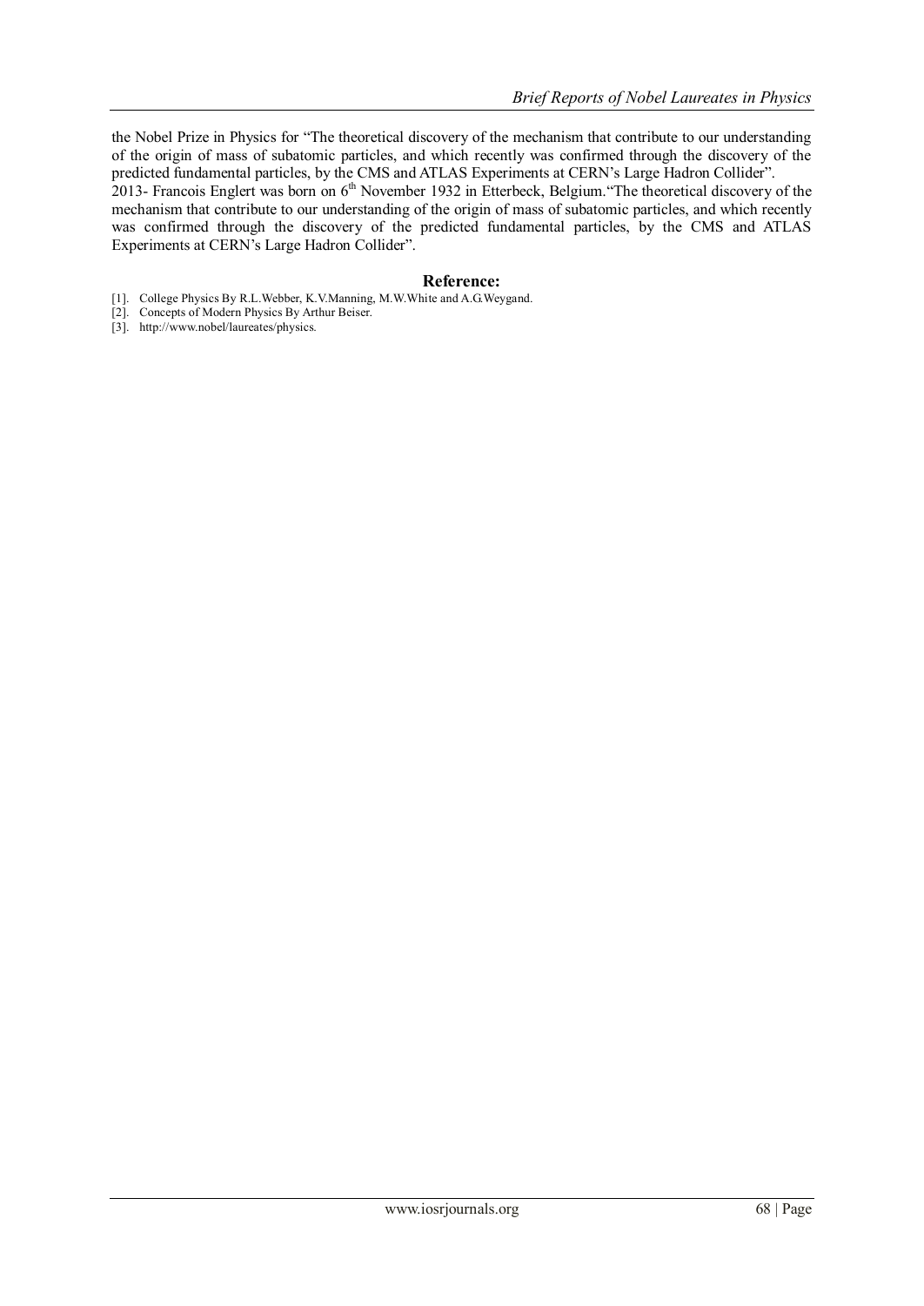the Nobel Prize in Physics for "The theoretical discovery of the mechanism that contribute to our understanding of the origin of mass of subatomic particles, and which recently was confirmed through the discovery of the predicted fundamental particles, by the CMS and ATLAS Experiments at CERN's Large Hadron Collider".

2013- Francois Englert was born on 6th November 1932 in Etterbeck, Belgium."The theoretical discovery of the mechanism that contribute to our understanding of the origin of mass of subatomic particles, and which recently was confirmed through the discovery of the predicted fundamental particles, by the CMS and ATLAS Experiments at CERN's Large Hadron Collider".

## Reference:

[1]. College Physics By R.L.Webber, K.V.Manning, M.W.White and A.G.Weygand.

[2]. Concepts of Modern Physics By Arthur Beiser.

[3]. http://www.nobel/laureates/physics.